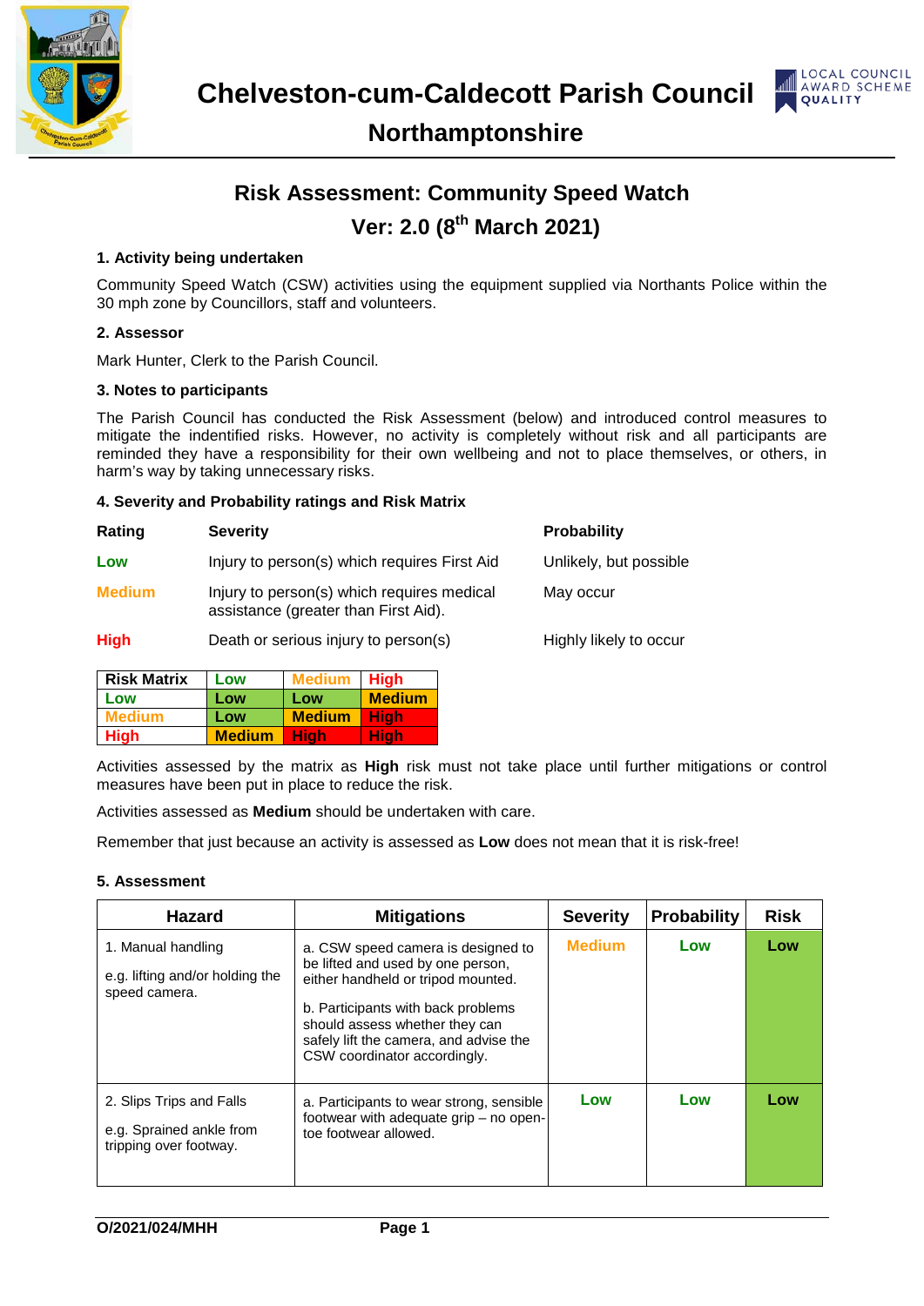# Chelveston-cum-Caldecott Parish Council

## Northamptonshire

## Risk Assessment: Community Speed Watch

## Ver: 2.0 (8th March 2021)

**1. Activity being undertaken**

Community Speed Watch (CSW) activities using the equipment supplied via Northants Police within the 30 mph zone by Councillors, staff and volunteers.

**2. Assessor**

Mark Hunter, Clerk to the Parish Council.

**3. Notes to participants**

The Parish Council has conducted the Risk Assessment (below) and introduced control measures to mitigate the indentified risks. However, no activity is completely without risk and all participants are reminded they have a responsibility for their own wellbeing and not to place themselves, or others, in harm's way by taking unnecessary risks.

**4. Severity and Probability ratings and Risk Matrix**

| Rating | Severity | Probability |
|---|---|---|
| Low | Injury to person(s) which requires First Aid | Unlikely, but possible |
| Medium | Injury to person(s) which requires medical assistance (greater than First Aid). | May occur |
| High | Death or serious injury to person(s) | Highly likely to occur |

| Risk Matrix | Low | Medium | High |
|---|---|---|---|
| Low | Low | Low | Medium |
| Medium | Low | Medium | High |
| High | Medium | High | High |

Activities assessed by the matrix as **High** risk must not take place until further mitigations or control measures have been put in place to reduce the risk.

Activities assessed as **Medium** should be undertaken with care.

Remember that just because an activity is assessed as **Low** does not mean that it is risk-free!

**5. Assessment**

| Hazard | Mitigations | Severity | Probability | Risk |
|---|---|---|---|---|
| 1. Manual handling<br><br>e.g. lifting and/or holding the speed camera. | a. CSW speed camera is designed to be lifted and used by one person, either handheld or tripod mounted.<br><br>b. Participants with back problems should assess whether they can safely lift the camera, and advise the CSW coordinator accordingly. | Medium | Low | Low |
| 2. Slips Trips and Falls<br><br>e.g. Sprained ankle from tripping over footway. | a. Participants to wear strong, sensible footwear with adequate grip – no open-toe footwear allowed. | Low | Low | Low |

O/2021/024/MHH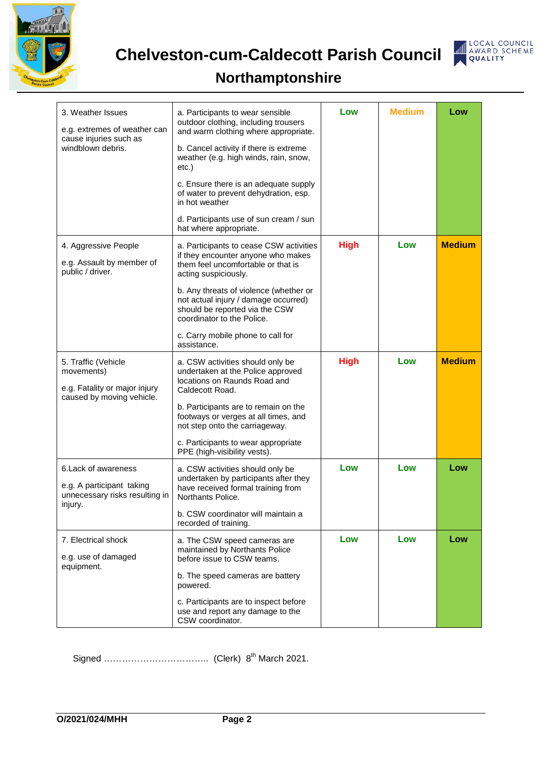# Chelveston-cum-Caldecott Parish Council

## Northamptonshire

| | | | | |
|---|---|---|---|---|
| 3. Weather Issues<br><br>e.g. extremes of weather can cause injuries such as windblown debris. | a. Participants to wear sensible outdoor clothing, including trousers and warm clothing where appropriate.<br><br>b. Cancel activity if there is extreme weather (e.g. high winds, rain, snow, etc.)<br><br>c. Ensure there is an adequate supply of water to prevent dehydration, esp. in hot weather<br><br>d. Participants use of sun cream / sun hat where appropriate. | **Low** | **Medium** | **Low** |
| 4. Aggressive People<br><br>e.g. Assault by member of public / driver. | a. Participants to cease CSW activities if they encounter anyone who makes them feel uncomfortable or that is acting suspiciously.<br><br>b. Any threats of violence (whether or not actual injury / damage occurred) should be reported via the CSW coordinator to the Police.<br><br>c. Carry mobile phone to call for assistance. | **High** | **Low** | **Medium** |
| 5. Traffic (Vehicle movements)<br><br>e.g. Fatality or major injury caused by moving vehicle. | a. CSW activities should only be undertaken at the Police approved locations on Raunds Road and Caldecott Road.<br><br>b. Participants are to remain on the footways or verges at all times, and not step onto the carriageway.<br><br>c. Participants to wear appropriate PPE (high-visibility vests). | **High** | **Low** | **Medium** |
| 6.Lack of awareness<br><br>e.g. A participant taking unnecessary risks resulting in injury. | a. CSW activities should only be undertaken by participants after they have received formal training from Northants Police.<br><br>b. CSW coordinator will maintain a recorded of training. | **Low** | **Low** | **Low** |
| 7. Electrical shock<br><br>e.g. use of damaged equipment. | a. The CSW speed cameras are maintained by Northants Police before issue to CSW teams.<br><br>b. The speed cameras are battery powered.<br><br>c. Participants are to inspect before use and report any damage to the CSW coordinator. | **Low** | **Low** | **Low** |

Signed ……………………………… (Clerk) 8th March 2021.

**O/2021/024/MHH**